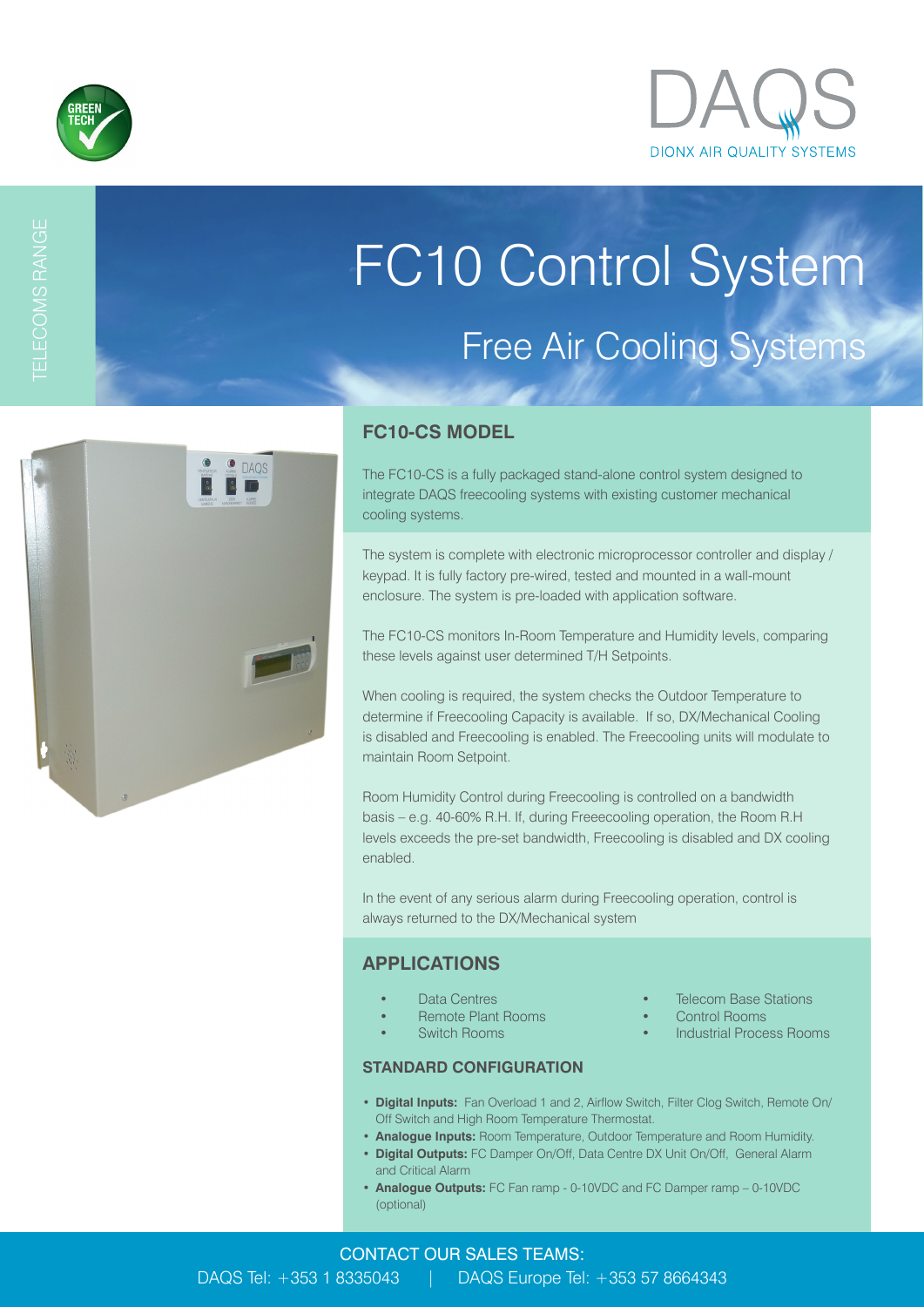DAQS

DIONX AIR QUALITY SYSTEMS

TELECOMS RANGE

# FC10 Control System

## Free Air Cooling Systems

### FC10-CS MODEL

The FC10-CS is a fully packaged stand-alone control system designed to integrate DAQS freecooling systems with existing customer mechanical cooling systems.

The system is complete with electronic microprocessor controller and display / keypad. It is fully factory pre-wired, tested and mounted in a wall-mount enclosure. The system is pre-loaded with application software.

The FC10-CS monitors In-Room Temperature and Humidity levels, comparing these levels against user determined T/H Setpoints.

When cooling is required, the system checks the Outdoor Temperature to determine if Freecooling Capacity is available. If so, DX/Mechanical Cooling is disabled and Freecooling is enabled. The Freecooling units will modulate to maintain Room Setpoint.

Room Humidity Control during Freecooling is controlled on a bandwidth basis – e.g. 40-60% R.H. If, during Freeecooling operation, the Room R.H levels exceeds the pre-set bandwidth, Freecooling is disabled and DX cooling enabled.

In the event of any serious alarm during Freecooling operation, control is always returned to the DX/Mechanical system

### APPLICATIONS

- Data Centres
- Remote Plant Rooms
- Switch Rooms
- Telecom Base Stations
- Control Rooms
- Industrial Process Rooms

### STANDARD CONFIGURATION

- **Digital Inputs:** Fan Overload 1 and 2, Airflow Switch, Filter Clog Switch, Remote On/Off Switch and High Room Temperature Thermostat.
- **Analogue Inputs:** Room Temperature, Outdoor Temperature and Room Humidity.
- **Digital Outputs:** FC Damper On/Off, Data Centre DX Unit On/Off, General Alarm and Critical Alarm
- **Analogue Outputs:** FC Fan ramp - 0-10VDC and FC Damper ramp – 0-10VDC (optional)

CONTACT OUR SALES TEAMS:

DAQS Tel: +353 1 8335043 | DAQS Europe Tel: +353 57 8664343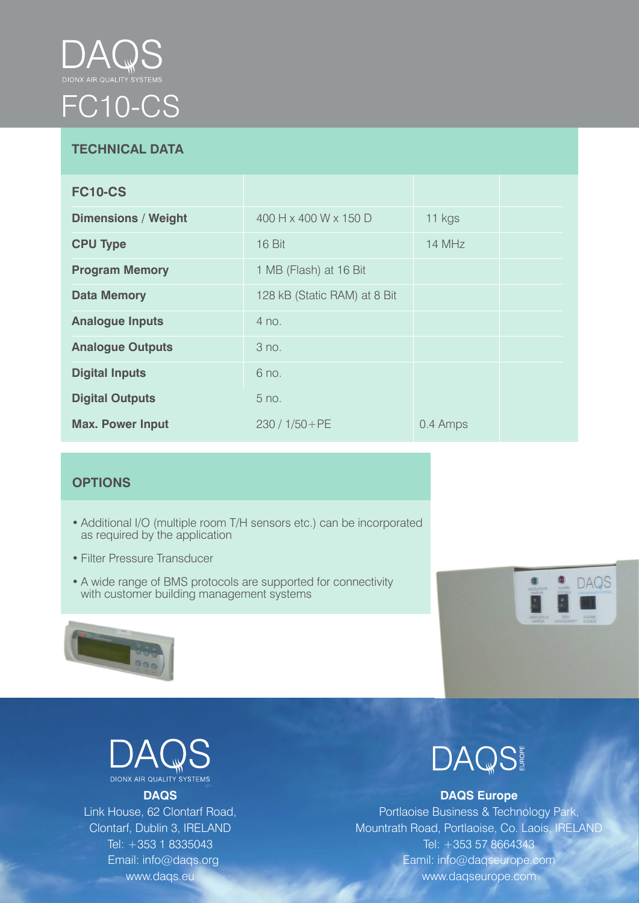# DAQS

DIONX AIR QUALITY SYSTEMS

# FC10-CS

## TECHNICAL DATA

| FC10-CS | | | |
|---|---|---|---|
| **Dimensions / Weight** | 400 H x 400 W x 150 D | 11 kgs | |
| **CPU Type** | 16 Bit | 14 MHz | |
| **Program Memory** | 1 MB (Flash) at 16 Bit | | |
| **Data Memory** | 128 kB (Static RAM) at 8 Bit | | |
| **Analogue Inputs** | 4 no. | | |
| **Analogue Outputs** | 3 no. | | |
| **Digital Inputs** | 6 no. | | |
| **Digital Outputs** | 5 no. | | |
| **Max. Power Input** | 230 / 1/50+PE | 0.4 Amps | |

## OPTIONS

- Additional I/O (multiple room T/H sensors etc.) can be incorporated as required by the application
- Filter Pressure Transducer
- A wide range of BMS protocols are supported for connectivity with customer building management systems

DAQS
DIONX AIR QUALITY SYSTEMS

**DAQS**
Link House, 62 Clontarf Road,
Clontarf, Dublin 3, IRELAND
Tel: +353 1 8335043
Email: info@daqs.org
www.daqs.eu

DAQS EUROPE

**DAQS Europe**
Portlaoise Business & Technology Park,
Mountrath Road, Portlaoise, Co. Laois, IRELAND
Tel: +353 57 8664343
Eamil: info@daqseurope.com
www.daqseurope.com